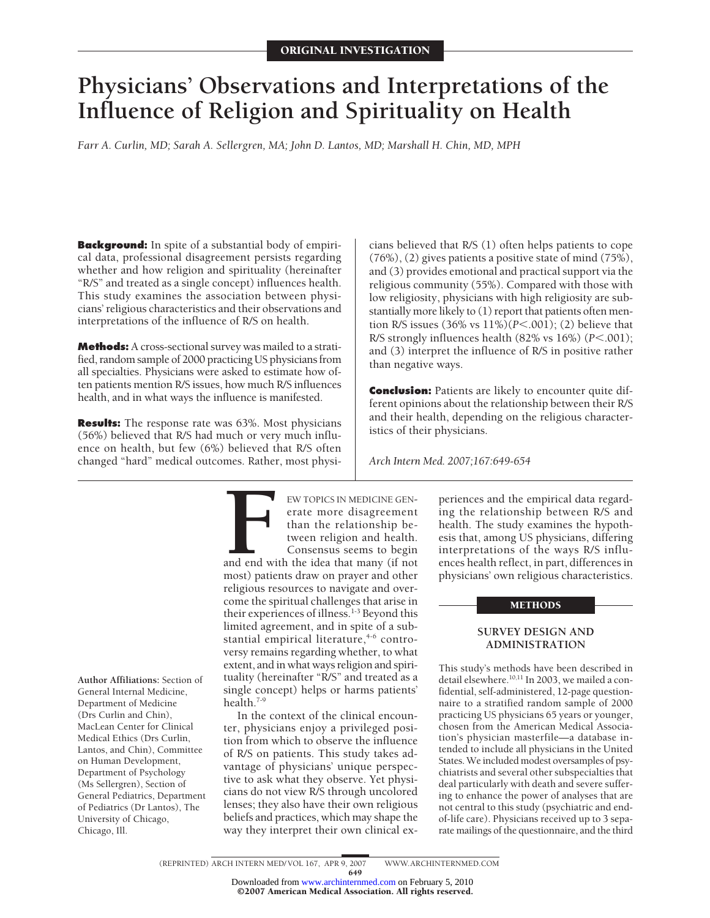ORIGINAL INVESTIGATION

# Physicians' Observations and Interpretations of the Influence of Religion and Spirituality on Health

*Farr A. Curlin, MD; Sarah A. Sellergren, MA; John D. Lantos, MD; Marshall H. Chin, MD, MPH*

**Background:** In spite of a substantial body of empirical data, professional disagreement persists regarding whether and how religion and spirituality (hereinafter "R/S" and treated as a single concept) influences health. This study examines the association between physicians' religious characteristics and their observations and interpretations of the influence of R/S on health.

**Methods:** A cross-sectional survey was mailed to a stratified, random sample of 2000 practicing US physicians from all specialties. Physicians were asked to estimate how often patients mention R/S issues, how much R/S influences health, and in what ways the influence is manifested.

**Results:** The response rate was 63%. Most physicians (56%) believed that R/S had much or very much influence on health, but few (6%) believed that R/S often changed "hard" medical outcomes. Rather, most physicians believed that R/S (1) often helps patients to cope (76%), (2) gives patients a positive state of mind (75%), and (3) provides emotional and practical support via the religious community (55%). Compared with those with low religiosity, physicians with high religiosity are substantially more likely to (1) report that patients often mention R/S issues (36% vs 11%)($P<.001$); (2) believe that R/S strongly influences health (82% vs 16%) ($P<.001$); and (3) interpret the influence of R/S in positive rather than negative ways.

**Conclusion:** Patients are likely to encounter quite different opinions about the relationship between their R/S and their health, depending on the religious characteristics of their physicians.

*Arch Intern Med. 2007;167:649-654*

Few topics in medicine generate more disagreement than the relationship between religion and health. Consensus seems to begin and end with the idea that many (if not most) patients draw on prayer and other religious resources to navigate and overcome the spiritual challenges that arise in their experiences of illness.[1-3] Beyond this limited agreement, and in spite of a substantial empirical literature,[4-6] controversy remains regarding whether, to what extent, and in what ways religion and spirituality (hereinafter "R/S" and treated as a single concept) helps or harms patients' health.[7-9]

In the context of the clinical encounter, physicians enjoy a privileged position from which to observe the influence of R/S on patients. This study takes advantage of physicians' unique perspective to ask what they observe. Yet physicians do not view R/S through uncolored lenses; they also have their own religious beliefs and practices, which may shape the way they interpret their own clinical experiences and the empirical data regarding the relationship between R/S and health. The study examines the hypothesis that, among US physicians, differing interpretations of the ways R/S influences health reflect, in part, differences in physicians' own religious characteristics.

**Author Affiliations:** Section of General Internal Medicine, Department of Medicine (Drs Curlin and Chin), MacLean Center for Clinical Medical Ethics (Drs Curlin, Lantos, and Chin), Committee on Human Development, Department of Psychology (Ms Sellergren), Section of General Pediatrics, Department of Pediatrics (Dr Lantos), The University of Chicago, Chicago, Ill.

## METHODS

### SURVEY DESIGN AND ADMINISTRATION

This study's methods have been described in detail elsewhere.[10,11] In 2003, we mailed a confidential, self-administered, 12-page questionnaire to a stratified random sample of 2000 practicing US physicians 65 years or younger, chosen from the American Medical Association's physician masterfile—a database intended to include all physicians in the United States. We included modest oversamples of psychiatrists and several other subspecialties that deal particularly with death and severe suffering to enhance the power of analyses that are not central to this study (psychiatric and end-of-life care). Physicians received up to 3 separate mailings of the questionnaire, and the third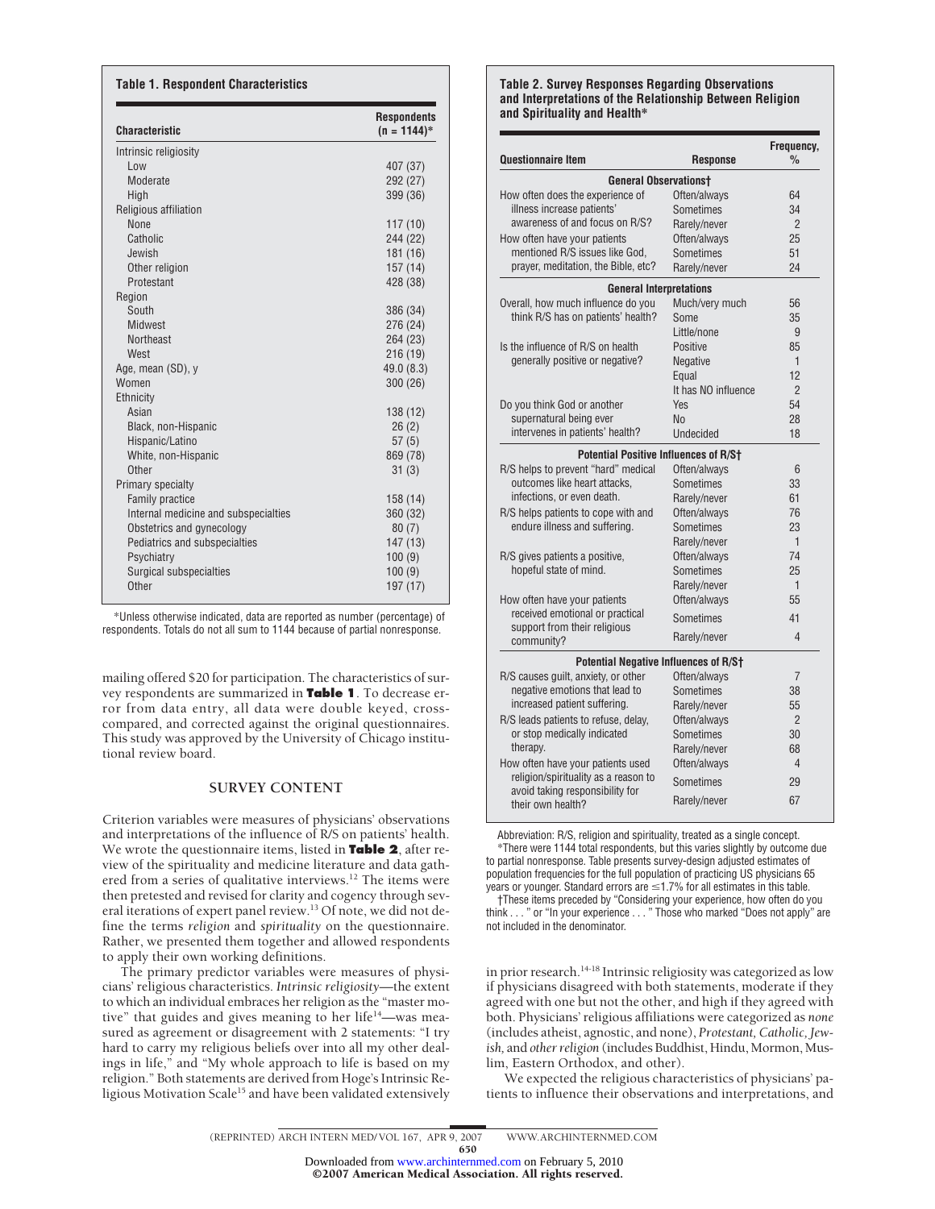**Table 1. Respondent Characteristics**

| Characteristic | Respondents (n = 1144)* |
| --- | --- |
| Intrinsic religiosity | |
| Low | 407 (37) |
| Moderate | 292 (27) |
| High | 399 (36) |
| Religious affiliation | |
| None | 117 (10) |
| Catholic | 244 (22) |
| Jewish | 181 (16) |
| Other religion | 157 (14) |
| Protestant | 428 (38) |
| Region | |
| South | 386 (34) |
| Midwest | 276 (24) |
| Northeast | 264 (23) |
| West | 216 (19) |
| Age, mean (SD), y | 49.0 (8.3) |
| Women | 300 (26) |
| Ethnicity | |
| Asian | 138 (12) |
| Black, non-Hispanic | 26 (2) |
| Hispanic/Latino | 57 (5) |
| White, non-Hispanic | 869 (78) |
| Other | 31 (3) |
| Primary specialty | |
| Family practice | 158 (14) |
| Internal medicine and subspecialties | 360 (32) |
| Obstetrics and gynecology | 80 (7) |
| Pediatrics and subspecialties | 147 (13) |
| Psychiatry | 100 (9) |
| Surgical subspecialties | 100 (9) |
| Other | 197 (17) |

*Unless otherwise indicated, data are reported as number (percentage) of respondents. Totals do not all sum to 1144 because of partial nonresponse.

mailing offered $20 for participation. The characteristics of survey respondents are summarized in **Table 1**. To decrease error from data entry, all data were double keyed, cross-compared, and corrected against the original questionnaires. This study was approved by the University of Chicago institutional review board.

## SURVEY CONTENT

Criterion variables were measures of physicians' observations and interpretations of the influence of R/S on patients' health. We wrote the questionnaire items, listed in **Table 2**, after review of the spirituality and medicine literature and data gathered from a series of qualitative interviews.[12] The items were then pretested and revised for clarity and cogency through several iterations of expert panel review.[13] Of note, we did not define the terms *religion* and *spirituality* on the questionnaire. Rather, we presented them together and allowed respondents to apply their own working definitions.

The primary predictor variables were measures of physicians' religious characteristics. *Intrinsic religiosity*—the extent to which an individual embraces her religion as the "master motive" that guides and gives meaning to her life[14]—was measured as agreement or disagreement with 2 statements: "I try hard to carry my religious beliefs over into all my other dealings in life," and "My whole approach to life is based on my religion." Both statements are derived from Hoge's Intrinsic Religious Motivation Scale[15] and have been validated extensively in prior research.[14-18] Intrinsic religiosity was categorized as low if physicians disagreed with both statements, moderate if they agreed with one but not the other, and high if they agreed with both. Physicians' religious affiliations were categorized as *none* (includes atheist, agnostic, and none), *Protestant, Catholic, Jewish,* and *other religion* (includes Buddhist, Hindu, Mormon, Muslim, Eastern Orthodox, and other).

We expected the religious characteristics of physicians' patients to influence their observations and interpretations, and

**Table 2. Survey Responses Regarding Observations and Interpretations of the Relationship Between Religion and Spirituality and Health***

| Questionnaire Item | Response | Frequency, % |
| --- | --- | --- |
| **General Observations†** | | |
| How often does the experience of illness increase patients' awareness of and focus on R/S? | Often/always | 64 |
| | Sometimes | 34 |
| | Rarely/never | 2 |
| How often have your patients mentioned R/S issues like God, prayer, meditation, the Bible, etc? | Often/always | 25 |
| | Sometimes | 51 |
| | Rarely/never | 24 |
| **General Interpretations** | | |
| Overall, how much influence do you think R/S has on patients' health? | Much/very much | 56 |
| | Some | 35 |
| | Little/none | 9 |
| Is the influence of R/S on health generally positive or negative? | Positive | 85 |
| | Negative | 1 |
| | Equal | 12 |
| | It has NO influence | 2 |
| Do you think God or another supernatural being ever intervenes in patients' health? | Yes | 54 |
| | No | 28 |
| | Undecided | 18 |
| **Potential Positive Influences of R/S†** | | |
| R/S helps to prevent "hard" medical outcomes like heart attacks, infections, or even death. | Often/always | 6 |
| | Sometimes | 33 |
| | Rarely/never | 61 |
| R/S helps patients to cope with and endure illness and suffering. | Often/always | 76 |
| | Sometimes | 23 |
| | Rarely/never | 1 |
| R/S gives patients a positive, hopeful state of mind. | Often/always | 74 |
| | Sometimes | 25 |
| | Rarely/never | 1 |
| How often have your patients received emotional or practical support from their religious community? | Often/always | 55 |
| | Sometimes | 41 |
| | Rarely/never | 4 |
| **Potential Negative Influences of R/S†** | | |
| R/S causes guilt, anxiety, or other negative emotions that lead to increased patient suffering. | Often/always | 7 |
| | Sometimes | 38 |
| | Rarely/never | 55 |
| R/S leads patients to refuse, delay, or stop medically indicated therapy. | Often/always | 2 |
| | Sometimes | 30 |
| | Rarely/never | 68 |
| How often have your patients used religion/spirituality as a reason to avoid taking responsibility for their own health? | Often/always | 4 |
| | Sometimes | 29 |
| | Rarely/never | 67 |

Abbreviation: R/S, religion and spirituality, treated as a single concept.
*There were 1144 total respondents, but this varies slightly by outcome due to partial nonresponse. Table presents survey-design adjusted estimates of population frequencies for the full population of practicing US physicians 65 years or younger. Standard errors are ≤1.7% for all estimates in this table.
†These items preceded by "Considering your experience, how often do you think . . . " or "In your experience . . . " Those who marked "Does not apply" are not included in the denominator.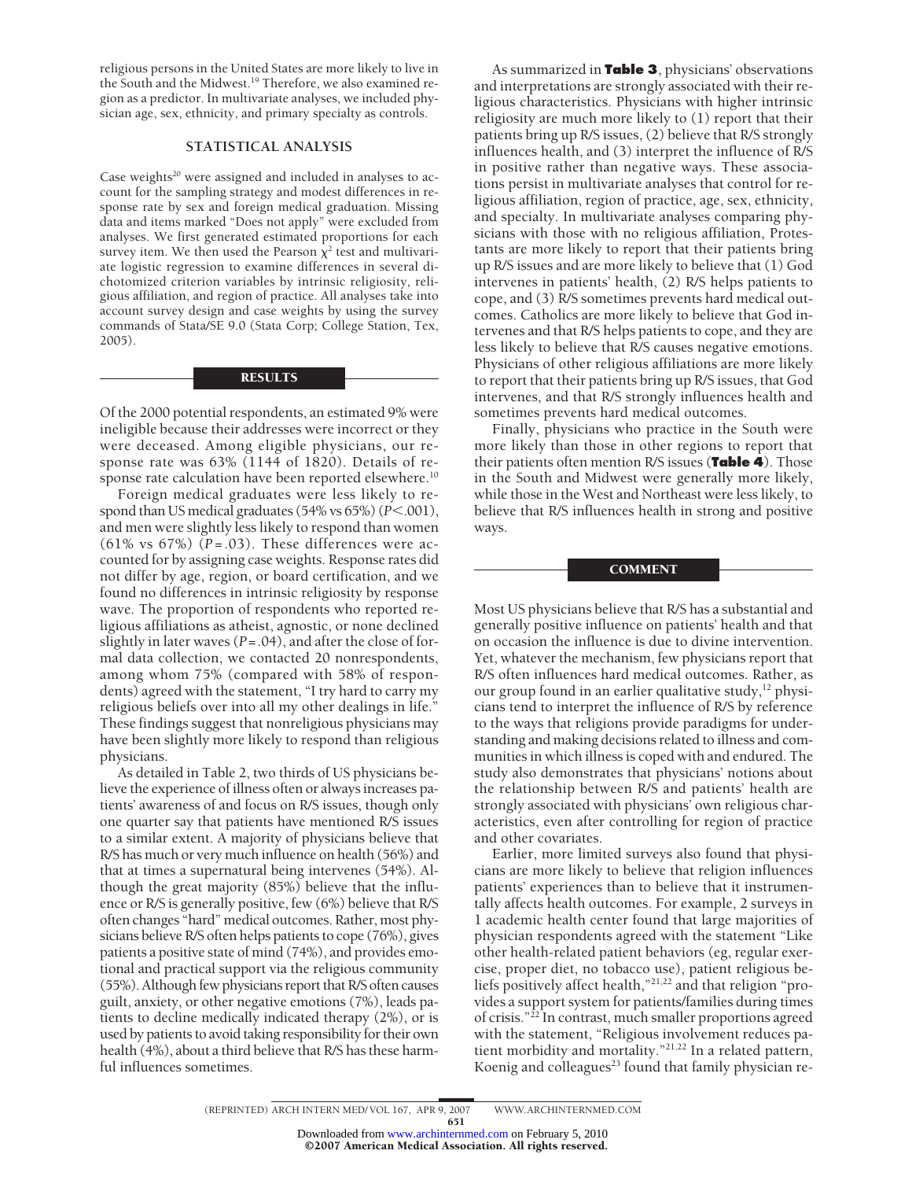religious persons in the United States are more likely to live in the South and the Midwest.[19] Therefore, we also examined region as a predictor. In multivariate analyses, we included physician age, sex, ethnicity, and primary specialty as controls.

## STATISTICAL ANALYSIS

Case weights[20] were assigned and included in analyses to account for the sampling strategy and modest differences in response rate by sex and foreign medical graduation. Missing data and items marked "Does not apply" were excluded from analyses. We first generated estimated proportions for each survey item. We then used the Pearson $\chi^2$ test and multivariate logistic regression to examine differences in several dichotomized criterion variables by intrinsic religiosity, religious affiliation, and region of practice. All analyses take into account survey design and case weights by using the survey commands of Stata/SE 9.0 (Stata Corp; College Station, Tex, 2005).

# RESULTS

Of the 2000 potential respondents, an estimated 9% were ineligible because their addresses were incorrect or they were deceased. Among eligible physicians, our response rate was 63% (1144 of 1820). Details of response rate calculation have been reported elsewhere.[10]

Foreign medical graduates were less likely to respond than US medical graduates (54% vs 65%) ($P<.001$), and men were slightly less likely to respond than women (61% vs 67%) ($P=.03$). These differences were accounted for by assigning case weights. Response rates did not differ by age, region, or board certification, and we found no differences in intrinsic religiosity by response wave. The proportion of respondents who reported religious affiliations as atheist, agnostic, or none declined slightly in later waves ($P=.04$), and after the close of formal data collection, we contacted 20 nonrespondents, among whom 75% (compared with 58% of respondents) agreed with the statement, "I try hard to carry my religious beliefs over into all my other dealings in life." These findings suggest that nonreligious physicians may have been slightly more likely to respond than religious physicians.

As detailed in Table 2, two thirds of US physicians believe the experience of illness often or always increases patients' awareness of and focus on R/S issues, though only one quarter say that patients have mentioned R/S issues to a similar extent. A majority of physicians believe that R/S has much or very much influence on health (56%) and that at times a supernatural being intervenes (54%). Although the great majority (85%) believe that the influence or R/S is generally positive, few (6%) believe that R/S often changes "hard" medical outcomes. Rather, most physicians believe R/S often helps patients to cope (76%), gives patients a positive state of mind (74%), and provides emotional and practical support via the religious community (55%). Although few physicians report that R/S often causes guilt, anxiety, or other negative emotions (7%), leads patients to decline medically indicated therapy (2%), or is used by patients to avoid taking responsibility for their own health (4%), about a third believe that R/S has these harmful influences sometimes.

As summarized in **Table 3**, physicians' observations and interpretations are strongly associated with their religious characteristics. Physicians with higher intrinsic religiosity are much more likely to (1) report that their patients bring up R/S issues, (2) believe that R/S strongly influences health, and (3) interpret the influence of R/S in positive rather than negative ways. These associations persist in multivariate analyses that control for religious affiliation, region of practice, age, sex, ethnicity, and specialty. In multivariate analyses comparing physicians with those with no religious affiliation, Protestants are more likely to report that their patients bring up R/S issues and are more likely to believe that (1) God intervenes in patients' health, (2) R/S helps patients to cope, and (3) R/S sometimes prevents hard medical outcomes. Catholics are more likely to believe that God intervenes and that R/S helps patients to cope, and they are less likely to believe that R/S causes negative emotions. Physicians of other religious affiliations are more likely to report that their patients bring up R/S issues, that God intervenes, and that R/S strongly influences health and sometimes prevents hard medical outcomes.

Finally, physicians who practice in the South were more likely than those in other regions to report that their patients often mention R/S issues (**Table 4**). Those in the South and Midwest were generally more likely, while those in the West and Northeast were less likely, to believe that R/S influences health in strong and positive ways.

# COMMENT

Most US physicians believe that R/S has a substantial and generally positive influence on patients' health and that on occasion the influence is due to divine intervention. Yet, whatever the mechanism, few physicians report that R/S often influences hard medical outcomes. Rather, as our group found in an earlier qualitative study,[12] physicians tend to interpret the influence of R/S by reference to the ways that religions provide paradigms for understanding and making decisions related to illness and communities in which illness is coped with and endured. The study also demonstrates that physicians' notions about the relationship between R/S and patients' health are strongly associated with physicians' own religious characteristics, even after controlling for region of practice and other covariates.

Earlier, more limited surveys also found that physicians are more likely to believe that religion influences patients' experiences than to believe that it instrumentally affects health outcomes. For example, 2 surveys in 1 academic health center found that large majorities of physician respondents agreed with the statement "Like other health-related patient behaviors (eg, regular exercise, proper diet, no tobacco use), patient religious beliefs positively affect health,"[21,22] and that religion "provides a support system for patients/families during times of crisis."[22] In contrast, much smaller proportions agreed with the statement, "Religious involvement reduces patient morbidity and mortality."[21,22] In a related pattern, Koenig and colleagues[23] found that family physician re-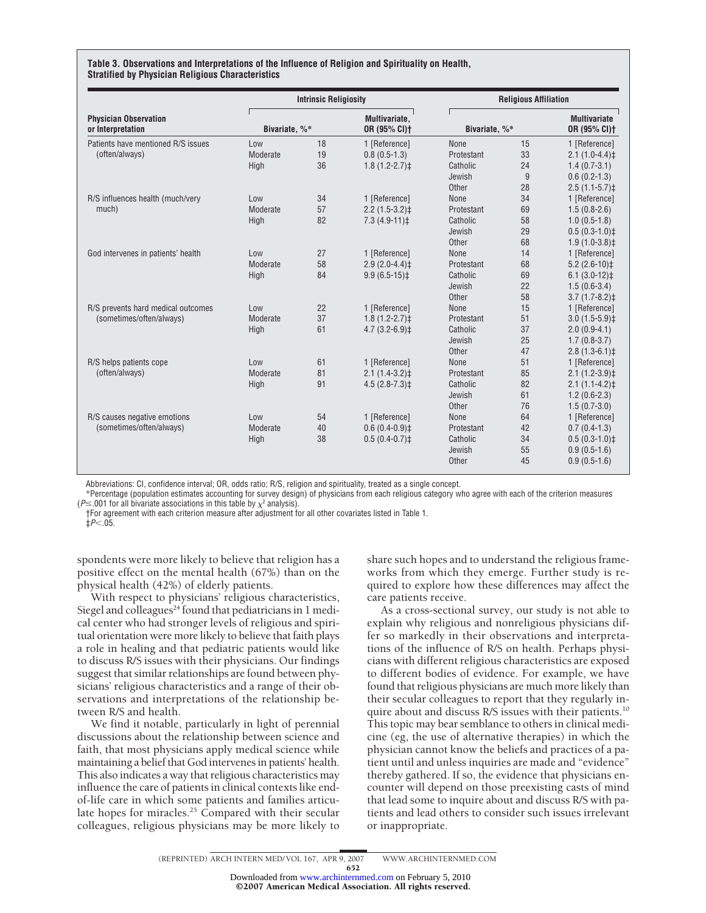**Table 3. Observations and Interpretations of the Influence of Religion and Spirituality on Health, Stratified by Physician Religious Characteristics**

| Physician Observation or Interpretation | Intrinsic Religiosity | | | Religious Affiliation | | |
|---|---|---|---|---|---|---|
| | Bivariate, %* | | Multivariate, OR (95% CI)† | Bivariate, %* | | Multivariate OR (95% CI)† |
| Patients have mentioned R/S issues (often/always) | Low | 18 | 1 [Reference] | None | 15 | 1 [Reference] |
| | Moderate | 19 | 0.8 (0.5-1.3) | Protestant | 33 | 2.1 (1.0-4.4)‡ |
| | High | 36 | 1.8 (1.2-2.7)‡ | Catholic | 24 | 1.4 (0.7-3.1) |
| | | | | Jewish | 9 | 0.6 (0.2-1.3) |
| | | | | Other | 28 | 2.5 (1.1-5.7)‡ |
| R/S influences health (much/very much) | Low | 34 | 1 [Reference] | None | 34 | 1 [Reference] |
| | Moderate | 57 | 2.2 (1.5-3.2)‡ | Protestant | 69 | 1.5 (0.8-2.6) |
| | High | 82 | 7.3 (4.9-11)‡ | Catholic | 58 | 1.0 (0.5-1.8) |
| | | | | Jewish | 29 | 0.5 (0.3-1.0)‡ |
| | | | | Other | 68 | 1.9 (1.0-3.8)‡ |
| God intervenes in patients' health | Low | 27 | 1 [Reference] | None | 14 | 1 [Reference] |
| | Moderate | 58 | 2.9 (2.0-4.4)‡ | Protestant | 68 | 5.2 (2.6-10)‡ |
| | High | 84 | 9.9 (6.5-15)‡ | Catholic | 69 | 6.1 (3.0-12)‡ |
| | | | | Jewish | 22 | 1.5 (0.6-3.4) |
| | | | | Other | 58 | 3.7 (1.7-8.2)‡ |
| R/S prevents hard medical outcomes (sometimes/often/always) | Low | 22 | 1 [Reference] | None | 15 | 1 [Reference] |
| | Moderate | 37 | 1.8 (1.2-2.7)‡ | Protestant | 51 | 3.0 (1.5-5.9)‡ |
| | High | 61 | 4.7 (3.2-6.9)‡ | Catholic | 37 | 2.0 (0.9-4.1) |
| | | | | Jewish | 25 | 1.7 (0.8-3.7) |
| | | | | Other | 47 | 2.8 (1.3-6.1)‡ |
| R/S helps patients cope (often/always) | Low | 61 | 1 [Reference] | None | 51 | 1 [Reference] |
| | Moderate | 81 | 2.1 (1.4-3.2)‡ | Protestant | 85 | 2.1 (1.2-3.9)‡ |
| | High | 91 | 4.5 (2.8-7.3)‡ | Catholic | 82 | 2.1 (1.1-4.2)‡ |
| | | | | Jewish | 61 | 1.2 (0.6-2.3) |
| | | | | Other | 76 | 1.5 (0.7-3.0) |
| R/S causes negative emotions (sometimes/often/always) | Low | 54 | 1 [Reference] | None | 64 | 1 [Reference] |
| | Moderate | 40 | 0.6 (0.4-0.9)‡ | Protestant | 42 | 0.7 (0.4-1.3) |
| | High | 38 | 0.5 (0.4-0.7)‡ | Catholic | 34 | 0.5 (0.3-1.0)‡ |
| | | | | Jewish | 55 | 0.9 (0.5-1.6) |
| | | | | Other | 45 | 0.9 (0.5-1.6) |

Abbreviations: CI, confidence interval; OR, odds ratio; R/S, religion and spirituality, treated as a single concept.

*Percentage (population estimates accounting for survey design) of physicians from each religious category who agree with each of the criterion measures ($P \leq .001$ for all bivariate associations in this table by $\chi^2$ analysis).

†For agreement with each criterion measure after adjustment for all other covariates listed in Table 1.

‡$P < .05$.

spondents were more likely to believe that religion has a positive effect on the mental health (67%) than on the physical health (42%) of elderly patients.

With respect to physicians' religious characteristics, Siegel and colleagues[24] found that pediatricians in 1 medical center who had stronger levels of religious and spiritual orientation were more likely to believe that faith plays a role in healing and that pediatric patients would like to discuss R/S issues with their physicians. Our findings suggest that similar relationships are found between physicians' religious characteristics and a range of their observations and interpretations of the relationship between R/S and health.

We find it notable, particularly in light of perennial discussions about the relationship between science and faith, that most physicians apply medical science while maintaining a belief that God intervenes in patients' health. This also indicates a way that religious characteristics may influence the care of patients in clinical contexts like end-of-life care in which some patients and families articulate hopes for miracles.[25] Compared with their secular colleagues, religious physicians may be more likely to share such hopes and to understand the religious frameworks from which they emerge. Further study is required to explore how these differences may affect the care patients receive.

As a cross-sectional survey, our study is not able to explain why religious and nonreligious physicians differ so markedly in their observations and interpretations of the influence of R/S on health. Perhaps physicians with different religious characteristics are exposed to different bodies of evidence. For example, we have found that religious physicians are much more likely than their secular colleagues to report that they regularly inquire about and discuss R/S issues with their patients.[10] This topic may bear semblance to others in clinical medicine (eg, the use of alternative therapies) in which the physician cannot know the beliefs and practices of a patient until and unless inquiries are made and "evidence" thereby gathered. If so, the evidence that physicians encounter will depend on those preexisting casts of mind that lead some to inquire about and discuss R/S with patients and lead others to consider such issues irrelevant or inappropriate.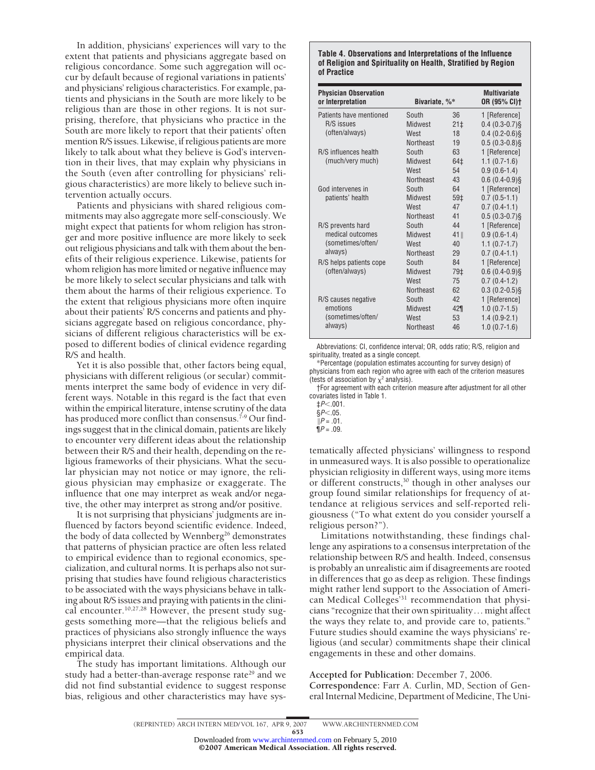In addition, physicians' experiences will vary to the extent that patients and physicians aggregate based on religious concordance. Some such aggregation will occur by default because of regional variations in patients' and physicians' religious characteristics. For example, patients and physicians in the South are more likely to be religious than are those in other regions. It is not surprising, therefore, that physicians who practice in the South are more likely to report that their patients' often mention R/S issues. Likewise, if religious patients are more likely to talk about what they believe is God's intervention in their lives, that may explain why physicians in the South (even after controlling for physicians' religious characteristics) are more likely to believe such intervention actually occurs.

Patients and physicians with shared religious commitments may also aggregate more self-consciously. We might expect that patients for whom religion has stronger and more positive influence are more likely to seek out religious physicians and talk with them about the benefits of their religious experience. Likewise, patients for whom religion has more limited or negative influence may be more likely to select secular physicians and talk with them about the harms of their religious experience. To the extent that religious physicians more often inquire about their patients' R/S concerns and patients and physicians aggregate based on religious concordance, physicians of different religious characteristics will be exposed to different bodies of clinical evidence regarding R/S and health.

Yet it is also possible that, other factors being equal, physicians with different religious (or secular) commitments interpret the same body of evidence in very different ways. Notable in this regard is the fact that even within the empirical literature, intense scrutiny of the data has produced more conflict than consensus.[7-9] Our findings suggest that in the clinical domain, patients are likely to encounter very different ideas about the relationship between their R/S and their health, depending on the religious frameworks of their physicians. What the secular physician may not notice or may ignore, the religious physician may emphasize or exaggerate. The influence that one may interpret as weak and/or negative, the other may interpret as strong and/or positive.

It is not surprising that physicians' judgments are influenced by factors beyond scientific evidence. Indeed, the body of data collected by Wennberg[26] demonstrates that patterns of physician practice are often less related to empirical evidence than to regional economics, specialization, and cultural norms. It is perhaps also not surprising that studies have found religious characteristics to be associated with the ways physicians behave in talking about R/S issues and praying with patients in the clinical encounter.[10,27,28] However, the present study suggests something more—that the religious beliefs and practices of physicians also strongly influence the ways physicians interpret their clinical observations and the empirical data.

The study has important limitations. Although our study had a better-than-average response rate[29] and we did not find substantial evidence to suggest response bias, religious and other characteristics may have systematically affected physicians' willingness to respond in unmeasured ways. It is also possible to operationalize physician religiosity in different ways, using more items or different constructs,[30] though in other analyses our group found similar relationships for frequency of attendance at religious services and self-reported religiousness ("To what extent do you consider yourself a religious person?").

Limitations notwithstanding, these findings challenge any aspirations to a consensus interpretation of the relationship between R/S and health. Indeed, consensus is probably an unrealistic aim if disagreements are rooted in differences that go as deep as religion. These findings might rather lend support to the Association of American Medical Colleges'[31] recommendation that physicians "recognize that their own spirituality... might affect the ways they relate to, and provide care to, patients." Future studies should examine the ways physicians' religious (and secular) commitments shape their clinical engagements in these and other domains.

**Table 4. Observations and Interpretations of the Influence of Religion and Spirituality on Health, Stratified by Region of Practice**

| Physician Observation or Interpretation | Bivariate, %* | | Multivariate OR (95% CI)† |
|---|---|---|---|
| Patients have mentioned R/S issues (often/always) | South | 36 | 1 [Reference] |
| | Midwest | 21‡ | 0.4 (0.3-0.7)§ |
| | West | 18 | 0.4 (0.2-0.6)§ |
| | Northeast | 19 | 0.5 (0.3-0.8)§ |
| R/S influences health (much/very much) | South | 63 | 1 [Reference] |
| | Midwest | 64‡ | 1.1 (0.7-1.6) |
| | West | 54 | 0.9 (0.6-1.4) |
| | Northeast | 43 | 0.6 (0.4-0.9)§ |
| God intervenes in patients' health | South | 64 | 1 [Reference] |
| | Midwest | 59‡ | 0.7 (0.5-1.1) |
| | West | 47 | 0.7 (0.4-1.1) |
| | Northeast | 41 | 0.5 (0.3-0.7)§ |
| R/S prevents hard medical outcomes (sometimes/often/always) | South | 44 | 1 [Reference] |
| | Midwest | 41‖ | 0.9 (0.6-1.4) |
| | West | 40 | 1.1 (0.7-1.7) |
| | Northeast | 29 | 0.7 (0.4-1.1) |
| R/S helps patients cope (often/always) | South | 84 | 1 [Reference] |
| | Midwest | 79‡ | 0.6 (0.4-0.9)§ |
| | West | 75 | 0.7 (0.4-1.2) |
| | Northeast | 62 | 0.3 (0.2-0.5)§ |
| R/S causes negative emotions (sometimes/often/always) | South | 42 | 1 [Reference] |
| | Midwest | 42¶ | 1.0 (0.7-1.5) |
| | West | 53 | 1.4 (0.9-2.1) |
| | Northeast | 46 | 1.0 (0.7-1.6) |

Abbreviations: CI, confidence interval; OR, odds ratio; R/S, religion and spirituality, treated as a single concept.

*Percentage (population estimates accounting for survey design) of physicians from each region who agree with each of the criterion measures (tests of association by $\chi^2$ analysis).

†For agreement with each criterion measure after adjustment for all other covariates listed in Table 1.

‡$P < .001$.

§$P < .05$.

‖$P = .01$.

¶$P = .09$.

**Accepted for Publication:** December 7, 2006.

**Correspondence:** Farr A. Curlin, MD, Section of General Internal Medicine, Department of Medicine, The Uni-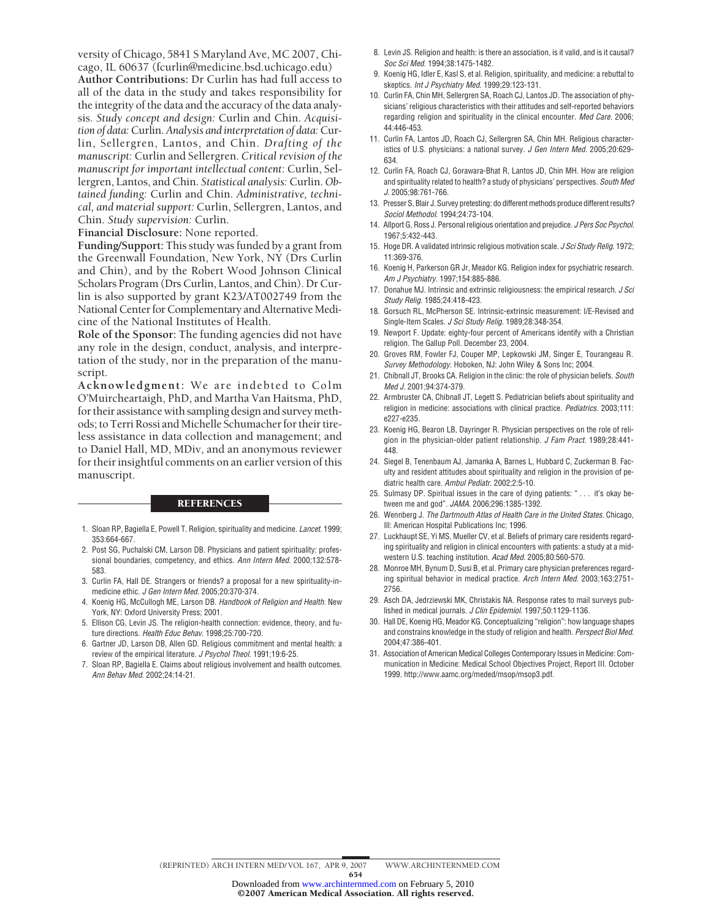versity of Chicago, 5841 S Maryland Ave, MC 2007, Chicago, IL 60637 (fcurlin@medicine.bsd.uchicago.edu)

**Author Contributions:** Dr Curlin has had full access to all of the data in the study and takes responsibility for the integrity of the data and the accuracy of the data analysis. *Study concept and design:* Curlin and Chin. *Acquisition of data:* Curlin. *Analysis and interpretation of data:* Curlin, Sellergren, Lantos, and Chin. *Drafting of the manuscript:* Curlin and Sellergren. *Critical revision of the manuscript for important intellectual content:* Curlin, Sellergren, Lantos, and Chin. *Statistical analysis:* Curlin. *Obtained funding:* Curlin and Chin. *Administrative, technical, and material support:* Curlin, Sellergren, Lantos, and Chin. *Study supervision:* Curlin.

**Financial Disclosure:** None reported.

**Funding/Support:** This study was funded by a grant from the Greenwall Foundation, New York, NY (Drs Curlin and Chin), and by the Robert Wood Johnson Clinical Scholars Program (Drs Curlin, Lantos, and Chin). Dr Curlin is also supported by grant K23/AT002749 from the National Center for Complementary and Alternative Medicine of the National Institutes of Health.

**Role of the Sponsor:** The funding agencies did not have any role in the design, conduct, analysis, and interpretation of the study, nor in the preparation of the manuscript.

**Acknowledgment:** We are indebted to Colm O'Muircheartaigh, PhD, and Martha Van Haitsma, PhD, for their assistance with sampling design and survey methods; to Terri Rossi and Michelle Schumacher for their tireless assistance in data collection and management; and to Daniel Hall, MD, MDiv, and an anonymous reviewer for their insightful comments on an earlier version of this manuscript.

## REFERENCES

1. Sloan RP, Bagiella E, Powell T. Religion, spirituality and medicine. *Lancet*. 1999; 353:664-667.
2. Post SG, Puchalski CM, Larson DB. Physicians and patient spirituality: professional boundaries, competency, and ethics. *Ann Intern Med*. 2000;132:578-583.
3. Curlin FA, Hall DE. Strangers or friends? a proposal for a new spirituality-in-medicine ethic. *J Gen Intern Med*. 2005;20:370-374.
4. Koenig HG, McCullogh ME, Larson DB. *Handbook of Religion and Health*. New York, NY: Oxford University Press; 2001.
5. Ellison CG, Levin JS. The religion-health connection: evidence, theory, and future directions. *Health Educ Behav*. 1998;25:700-720.
6. Gartner JD, Larson DB, Allen GD. Religious commitment and mental health: a review of the empirical literature. *J Psychol Theol*. 1991;19:6-25.
7. Sloan RP, Bagiella E. Claims about religious involvement and health outcomes. *Ann Behav Med*. 2002;24:14-21.
8. Levin JS. Religion and health: is there an association, is it valid, and is it causal? *Soc Sci Med*. 1994;38:1475-1482.
9. Koenig HG, Idler E, Kasl S, et al. Religion, spirituality, and medicine: a rebuttal to skeptics. *Int J Psychiatry Med*. 1999;29:123-131.
10. Curlin FA, Chin MH, Sellergren SA, Roach CJ, Lantos JD. The association of physicians' religious characteristics with their attitudes and self-reported behaviors regarding religion and spirituality in the clinical encounter. *Med Care*. 2006; 44:446-453.
11. Curlin FA, Lantos JD, Roach CJ, Sellergren SA, Chin MH. Religious characteristics of U.S. physicians: a national survey. *J Gen Intern Med*. 2005;20:629-634.
12. Curlin FA, Roach CJ, Gorawara-Bhat R, Lantos JD, Chin MH. How are religion and spirituality related to health? a study of physicians' perspectives. *South Med J*. 2005;98:761-766.
13. Presser S, Blair J. Survey pretesting: do different methods produce different results? *Sociol Methodol*. 1994;24:73-104.
14. Allport G, Ross J. Personal religious orientation and prejudice. *J Pers Soc Psychol*. 1967;5:432-443.
15. Hoge DR. A validated intrinsic religious motivation scale. *J Sci Study Relig*. 1972; 11:369-376.
16. Koenig H, Parkerson GR Jr, Meador KG. Religion index for psychiatric research. *Am J Psychiatry*. 1997;154:885-886.
17. Donahue MJ. Intrinsic and extrinsic religiousness: the empirical research. *J Sci Study Relig*. 1985;24:418-423.
18. Gorsuch RL, McPherson SE. Intrinsic-extrinsic measurement: I/E-Revised and Single-Item Scales. *J Sci Study Relig*. 1989;28:348-354.
19. Newport F. Update: eighty-four percent of Americans identify with a Christian religion. The Gallup Poll. December 23, 2004.
20. Groves RM, Fowler FJ, Couper MP, Lepkowski JM, Singer E, Tourangeau R. *Survey Methodology*. Hoboken, NJ: John Wiley & Sons Inc; 2004.
21. Chibnall JT, Brooks CA. Religion in the clinic: the role of physician beliefs. *South Med J*. 2001;94:374-379.
22. Armbruster CA, Chibnall JT, Legett S. Pediatrician beliefs about spirituality and religion in medicine: associations with clinical practice. *Pediatrics*. 2003;111: e227-e235.
23. Koenig HG, Bearon LB, Dayringer R. Physician perspectives on the role of religion in the physician-older patient relationship. *J Fam Pract*. 1989;28:441-448.
24. Siegel B, Tenenbaum AJ, Jamanka A, Barnes L, Hubbard C, Zuckerman B. Faculty and resident attitudes about spirituality and religion in the provision of pediatric health care. *Ambul Pediatr*. 2002;2:5-10.
25. Sulmasy DP. Spiritual issues in the care of dying patients: " . . . it's okay between me and god". *JAMA*. 2006;296:1385-1392.
26. Wennberg J. *The Dartmouth Atlas of Health Care in the United States*. Chicago, Ill: American Hospital Publications Inc; 1996.
27. Luckhaupt SE, Yi MS, Mueller CV, et al. Beliefs of primary care residents regarding spirituality and religion in clinical encounters with patients: a study at a midwestern U.S. teaching institution. *Acad Med*. 2005;80:560-570.
28. Monroe MH, Bynum D, Susi B, et al. Primary care physician preferences regarding spiritual behavior in medical practice. *Arch Intern Med*. 2003;163:2751-2756.
29. Asch DA, Jedrziewski MK, Christakis NA. Response rates to mail surveys published in medical journals. *J Clin Epidemiol*. 1997;50:1129-1136.
30. Hall DE, Koenig HG, Meador KG. Conceptualizing "religion": how language shapes and constrains knowledge in the study of religion and health. *Perspect Biol Med*. 2004;47:386-401.
31. Association of American Medical Colleges Contemporary Issues in Medicine: Communication in Medicine: Medical School Objectives Project, Report III. October 1999. http://www.aamc.org/meded/msop/msop3.pdf.